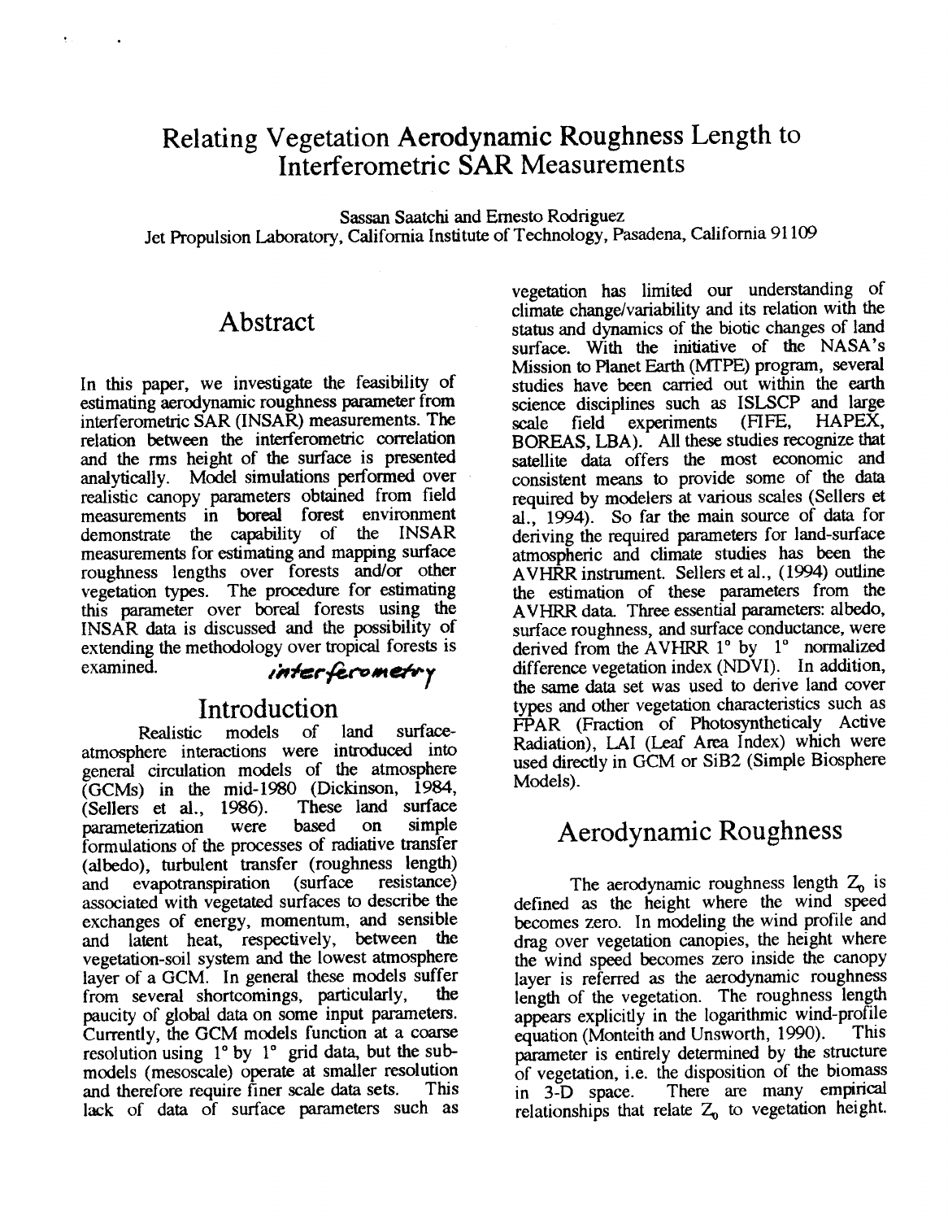# Relating Vegetation Aerodynamic Roughness Length to Interferometric SAR Measurements

Sassan Saatchi and Ernesto Rodriguez
Jet Propulsion Laboratory, California Institute of Technology, Pasadena, California 91109

## Abstract

In this paper, we investigate the feasibility of estimating aerodynamic roughness parameter from interferometric SAR (INSAR) measurements. The relation between the interferometric correlation and the rms height of the surface is presented analytically. Model simulations performed over realistic canopy parameters obtained from field measurements in boreal forest environment demonstrate the capability of the INSAR measurements for estimating and mapping surface roughness lengths over forests and/or other vegetation types. The procedure for estimating this parameter over boreal forests using the INSAR data is discussed and the possibility of extending the methodology over tropical forests is examined.

*interferometry*

## Introduction

Realistic models of land surface-atmosphere interactions were introduced into general circulation models of the atmosphere (GCMs) in the mid-1980 (Dickinson, 1984, (Sellers et al., 1986). These land surface parameterization were based on simple formulations of the processes of radiative transfer (albedo), turbulent transfer (roughness length) and evapotranspiration (surface resistance) associated with vegetated surfaces to describe the exchanges of energy, momentum, and sensible and latent heat, respectively, between the vegetation-soil system and the lowest atmosphere layer of a GCM. In general these models suffer from several shortcomings, particularly, the paucity of global data on some input parameters. Currently, the GCM models function at a coarse resolution using 1° by 1° grid data, but the sub-models (mesoscale) operate at smaller resolution and therefore require finer scale data sets. This lack of data of surface parameters such as vegetation has limited our understanding of climate change/variability and its relation with the status and dynamics of the biotic changes of land surface. With the initiative of the NASA's Mission to Planet Earth (MTPE) program, several studies have been carried out within the earth science disciplines such as ISLSCP and large scale field experiments (FIFE, HAPEX, BOREAS, LBA). All these studies recognize that satellite data offers the most economic and consistent means to provide some of the data required by modelers at various scales (Sellers et al., 1994). So far the main source of data for deriving the required parameters for land-surface atmospheric and climate studies has been the AVHRR instrument. Sellers et al., (1994) outline the estimation of these parameters from the AVHRR data. Three essential parameters: albedo, surface roughness, and surface conductance, were derived from the AVHRR 1° by 1° normalized difference vegetation index (NDVI). In addition, the same data set was used to derive land cover types and other vegetation characteristics such as FPAR (Fraction of Photosyntheticaly Active Radiation), LAI (Leaf Area Index) which were used directly in GCM or SiB2 (Simple Biosphere Models).

## Aerodynamic Roughness

The aerodynamic roughness length $Z_0$ is defined as the height where the wind speed becomes zero. In modeling the wind profile and drag over vegetation canopies, the height where the wind speed becomes zero inside the canopy layer is referred as the aerodynamic roughness length of the vegetation. The roughness length appears explicitly in the logarithmic wind-profile equation (Monteith and Unsworth, 1990). This parameter is entirely determined by the structure of vegetation, i.e. the disposition of the biomass in 3-D space. There are many empirical relationships that relate $Z_0$ to vegetation height.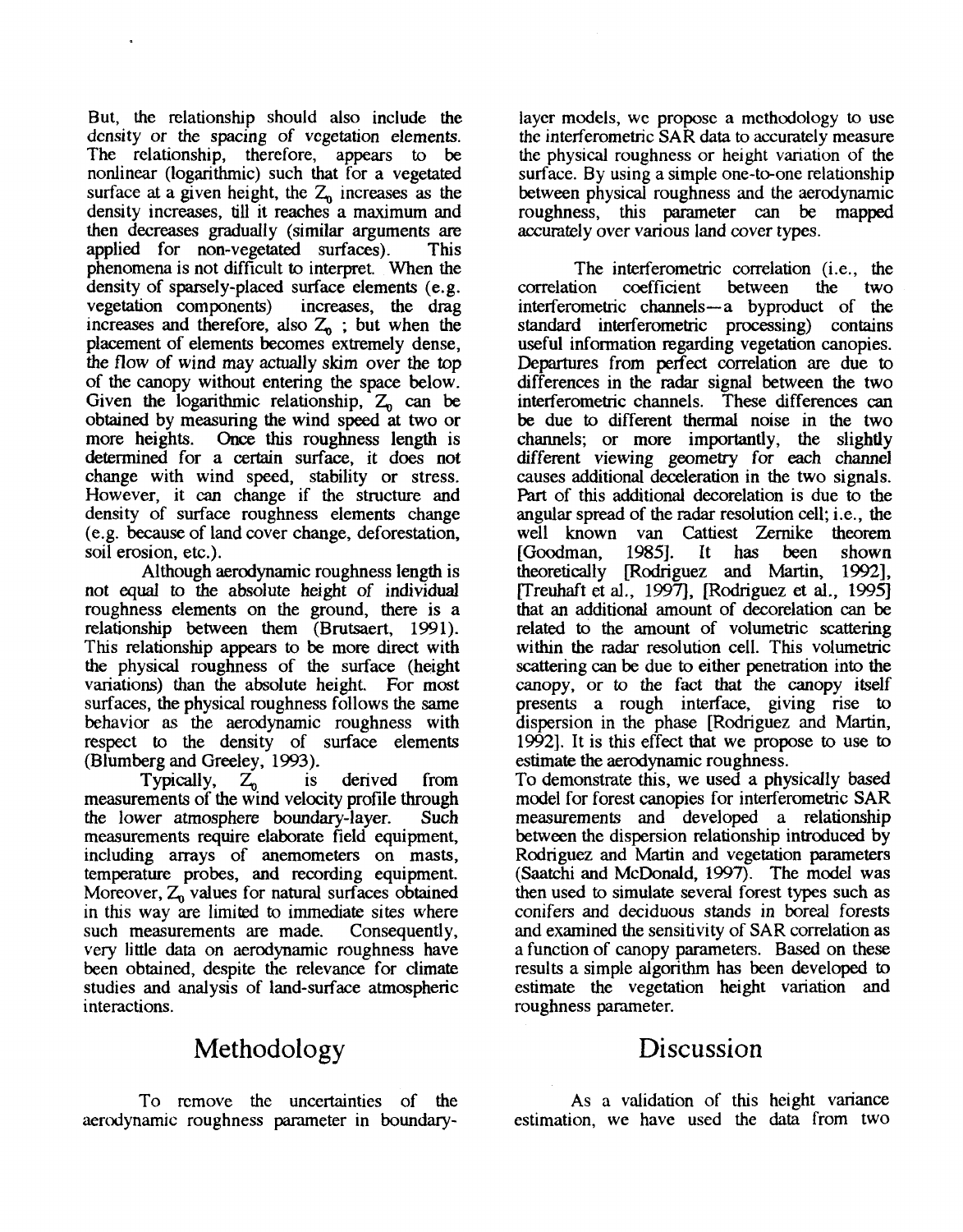But, the relationship should also include the density or the spacing of vegetation elements. The relationship, therefore, appears to be nonlinear (logarithmic) such that for a vegetated surface at a given height, the $Z_0$ increases as the density increases, till it reaches a maximum and then decreases gradually (similar arguments are applied for non-vegetated surfaces). This phenomena is not difficult to interpret. When the density of sparsely-placed surface elements (e.g. vegetation components) increases, the drag increases and therefore, also $Z_0$ ; but when the placement of elements becomes extremely dense, the flow of wind may actually skim over the top of the canopy without entering the space below. Given the logarithmic relationship, $Z_0$ can be obtained by measuring the wind speed at two or more heights. Once this roughness length is determined for a certain surface, it does not change with wind speed, stability or stress. However, it can change if the structure and density of surface roughness elements change (e.g. because of land cover change, deforestation, soil erosion, etc.).

Although aerodynamic roughness length is not equal to the absolute height of individual roughness elements on the ground, there is a relationship between them (Brutsaert, 1991). This relationship appears to be more direct with the physical roughness of the surface (height variations) than the absolute height. For most surfaces, the physical roughness follows the same behavior as the aerodynamic roughness with respect to the density of surface elements (Blumberg and Greeley, 1993).

Typically, $Z_0$ is derived from measurements of the wind velocity profile through the lower atmosphere boundary-layer. Such measurements require elaborate field equipment, including arrays of anemometers on masts, temperature probes, and recording equipment. Moreover, $Z_0$ values for natural surfaces obtained in this way are limited to immediate sites where such measurements are made. Consequently, very little data on aerodynamic roughness have been obtained, despite the relevance for climate studies and analysis of land-surface atmospheric interactions.

## Methodology

To remove the uncertainties of the aerodynamic roughness parameter in boundary-layer models, we propose a methodology to use the interferometric SAR data to accurately measure the physical roughness or height variation of the surface. By using a simple one-to-one relationship between physical roughness and the aerodynamic roughness, this parameter can be mapped accurately over various land cover types.

The interferometric correlation (i.e., the correlation coefficient between the two interferometric channels—a byproduct of the standard interferometric processing) contains useful information regarding vegetation canopies. Departures from perfect correlation are due to differences in the radar signal between the two interferometric channels. These differences can be due to different thermal noise in the two channels; or more importantly, the slightly different viewing geometry for each channel causes additional deceleration in the two signals. Part of this additional decorelation is due to the angular spread of the radar resolution cell; i.e., the well known van Cattiest Zernike theorem [Goodman, 1985]. It has been shown theoretically [Rodriguez and Martin, 1992], [Treuhaft et al., 1997], [Rodriguez et al., 1995] that an additional amount of decorelation can be related to the amount of volumetric scattering within the radar resolution cell. This volumetric scattering can be due to either penetration into the canopy, or to the fact that the canopy itself presents a rough interface, giving rise to dispersion in the phase [Rodriguez and Martin, 1992]. It is this effect that we propose to use to estimate the aerodynamic roughness.

To demonstrate this, we used a physically based model for forest canopies for interferometric SAR measurements and developed a relationship between the dispersion relationship introduced by Rodriguez and Martin and vegetation parameters (Saatchi and McDonald, 1997). The model was then used to simulate several forest types such as conifers and deciduous stands in boreal forests and examined the sensitivity of SAR correlation as a function of canopy parameters. Based on these results a simple algorithm has been developed to estimate the vegetation height variation and roughness parameter.

## Discussion

As a validation of this height variance estimation, we have used the data from two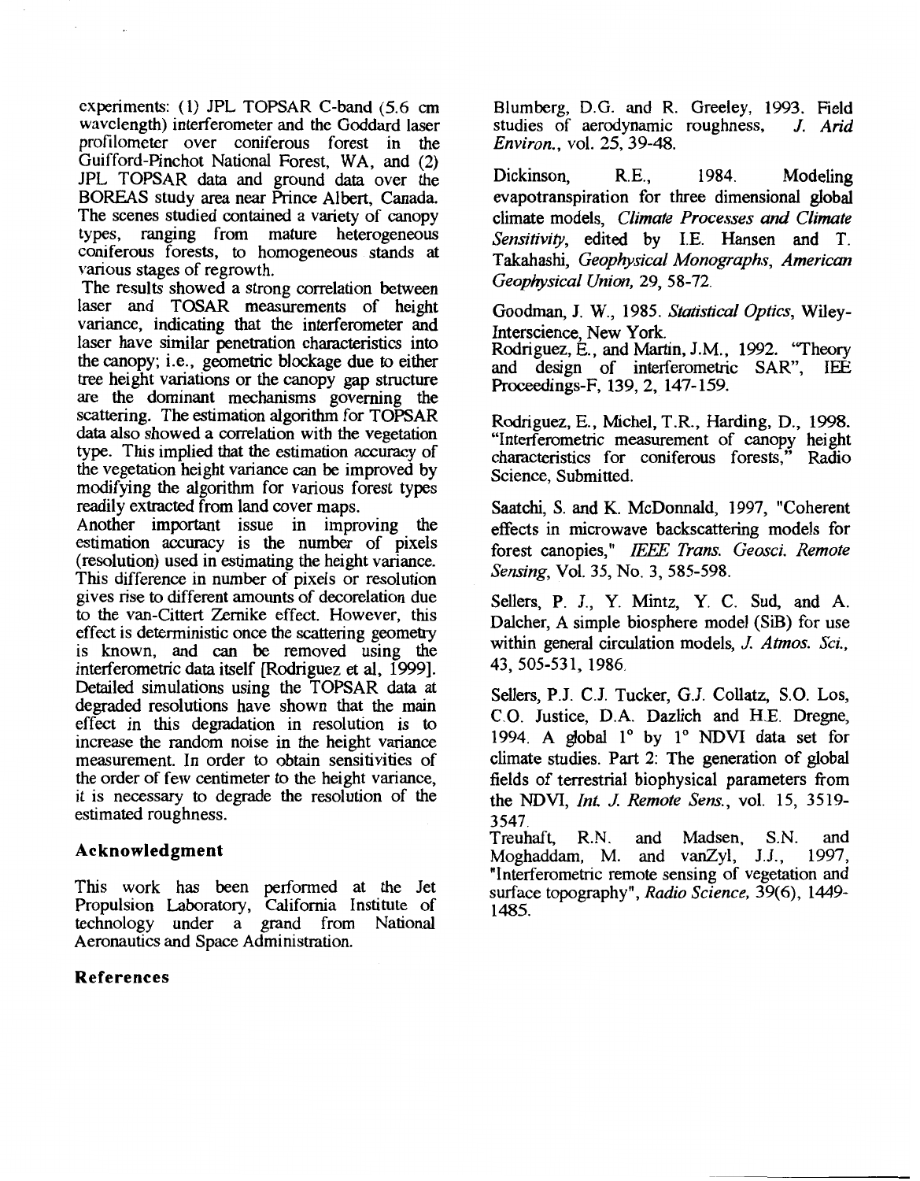experiments: (1) JPL TOPSAR C-band (5.6 cm wavelength) interferometer and the Goddard laser profilometer over coniferous forest in the Guifford-Pinchot National Forest, WA, and (2) JPL TOPSAR data and ground data over the BOREAS study area near Prince Albert, Canada. The scenes studied contained a variety of canopy types, ranging from mature heterogeneous coniferous forests, to homogeneous stands at various stages of regrowth.

The results showed a strong correlation between laser and TOSAR measurements of height variance, indicating that the interferometer and laser have similar penetration characteristics into the canopy; i.e., geometric blockage due to either tree height variations or the canopy gap structure are the dominant mechanisms governing the scattering. The estimation algorithm for TOPSAR data also showed a correlation with the vegetation type. This implied that the estimation accuracy of the vegetation height variance can be improved by modifying the algorithm for various forest types readily extracted from land cover maps.

Another important issue in improving the estimation accuracy is the number of pixels (resolution) used in estimating the height variance. This difference in number of pixels or resolution gives rise to different amounts of decorelation due to the van-Cittert Zernike effect. However, this effect is deterministic once the scattering geometry is known, and can be removed using the interferometric data itself [Rodriguez et al, 1999]. Detailed simulations using the TOPSAR data at degraded resolutions have shown that the main effect in this degradation in resolution is to increase the random noise in the height variance measurement. In order to obtain sensitivities of the order of few centimeter to the height variance, it is necessary to degrade the resolution of the estimated roughness.

## Acknowledgment

This work has been performed at the Jet Propulsion Laboratory, California Institute of technology under a grand from National Aeronautics and Space Administration.

## References

Blumberg, D.G. and R. Greeley, 1993. Field studies of aerodynamic roughness, *J. Arid Environ.*, vol. 25, 39-48.

Dickinson, R.E., 1984. Modeling evapotranspiration for three dimensional global climate models, *Climate Processes and Climate Sensitivity*, edited by I.E. Hansen and T. Takahashi, *Geophysical Monographs, American Geophysical Union*, 29, 58-72.

Goodman, J. W., 1985. *Statistical Optics*, Wiley-Interscience, New York.

Rodriguez, E., and Martin, J.M., 1992. "Theory and design of interferometric SAR", IEE Proceedings-F, 139, 2, 147-159.

Rodriguez, E., Michel, T.R., Harding, D., 1998. "Interferometric measurement of canopy height characteristics for coniferous forests," Radio Science, Submitted.

Saatchi, S. and K. McDonnald, 1997, "Coherent effects in microwave backscattering models for forest canopies," *IEEE Trans. Geosci. Remote Sensing*, Vol. 35, No. 3, 585-598.

Sellers, P. J., Y. Mintz, Y. C. Sud, and A. Dalcher, A simple biosphere model (SiB) for use within general circulation models, *J. Atmos. Sci.*, 43, 505-531, 1986.

Sellers, P.J. C.J. Tucker, G.J. Collatz, S.O. Los, C.O. Justice, D.A. Dazlich and H.E. Dregne, 1994. A global 1° by 1° NDVI data set for climate studies. Part 2: The generation of global fields of terrestrial biophysical parameters from the NDVI, *Int. J. Remote Sens.*, vol. 15, 3519-3547.

Treuhaft, R.N. and Madsen, S.N. and Moghaddam, M. and vanZyl, J.J., 1997, "Interferometric remote sensing of vegetation and surface topography", *Radio Science*, 39(6), 1449-1485.